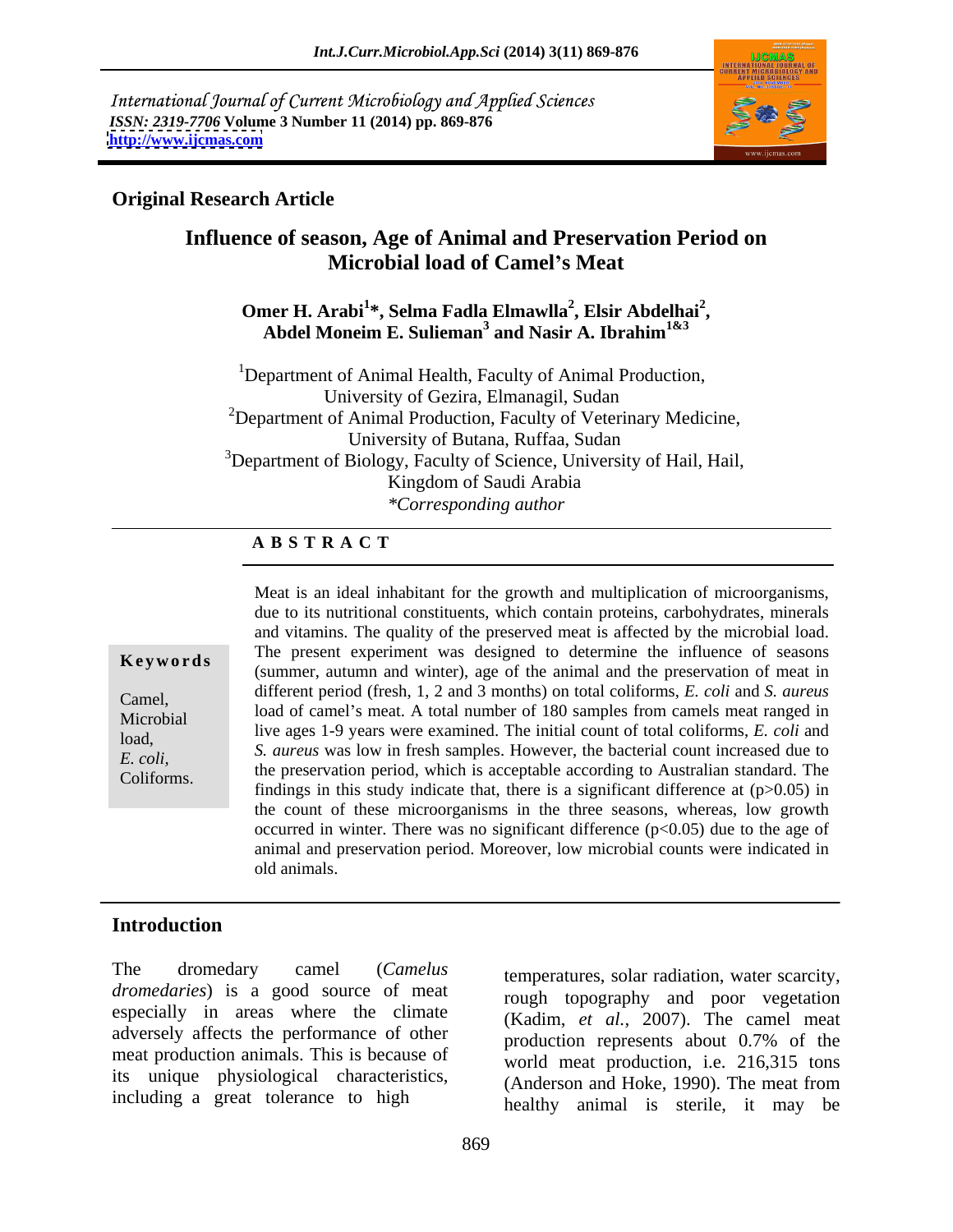International Journal of Current Microbiology and Applied Sciences
*ISSN: 2319-7706* **Volume 3 Number 11 (2014) pp. 869-876**
**http://www.ijcmas.com**

**Original Research Article**

# Influence of season, Age of Animal and Preservation Period on Microbial load of Camel's Meat

**Omer H. Arabi[1]\*, Selma Fadla Elmawlla[2], Elsir Abdelhai[2], Abdel Moneim E. Sulieman[3] and Nasir A. Ibrahim[1&3]**

[1]Department of Animal Health, Faculty of Animal Production, University of Gezira, Elmanagil, Sudan
[2]Department of Animal Production, Faculty of Veterinary Medicine, University of Butana, Ruffaa, Sudan
[3]Department of Biology, Faculty of Science, University of Hail, Hail, Kingdom of Saudi Arabia
*\*Corresponding author*

**A B S T R A C T**

**Keywords**

Camel, Microbial load, *E. coli,* Coliforms.

Meat is an ideal inhabitant for the growth and multiplication of microorganisms, due to its nutritional constituents, which contain proteins, carbohydrates, minerals and vitamins. The quality of the preserved meat is affected by the microbial load. The present experiment was designed to determine the influence of seasons (summer, autumn and winter), age of the animal and the preservation of meat in different period (fresh, 1, 2 and 3 months) on total coliforms, *E. coli* and *S. aureus* load of camel's meat. A total number of 180 samples from camels meat ranged in live ages 1-9 years were examined. The initial count of total coliforms, *E. coli* and *S. aureus* was low in fresh samples. However, the bacterial count increased due to the preservation period, which is acceptable according to Australian standard. The findings in this study indicate that, there is a significant difference at ($p>0.05$) in the count of these microorganisms in the three seasons, whereas, low growth occurred in winter. There was no significant difference ($p<0.05$) due to the age of animal and preservation period. Moreover, low microbial counts were indicated in old animals.

## Introduction

The dromedary camel (*Camelus dromedaries*) is a good source of meat especially in areas where the climate adversely affects the performance of other meat production animals. This is because of its unique physiological characteristics, including a great tolerance to high temperatures, solar radiation, water scarcity, rough topography and poor vegetation (Kadim, *et al.*, 2007). The camel meat production represents about 0.7% of the world meat production, i.e. 216,315 tons (Anderson and Hoke, 1990). The meat from healthy animal is sterile, it may be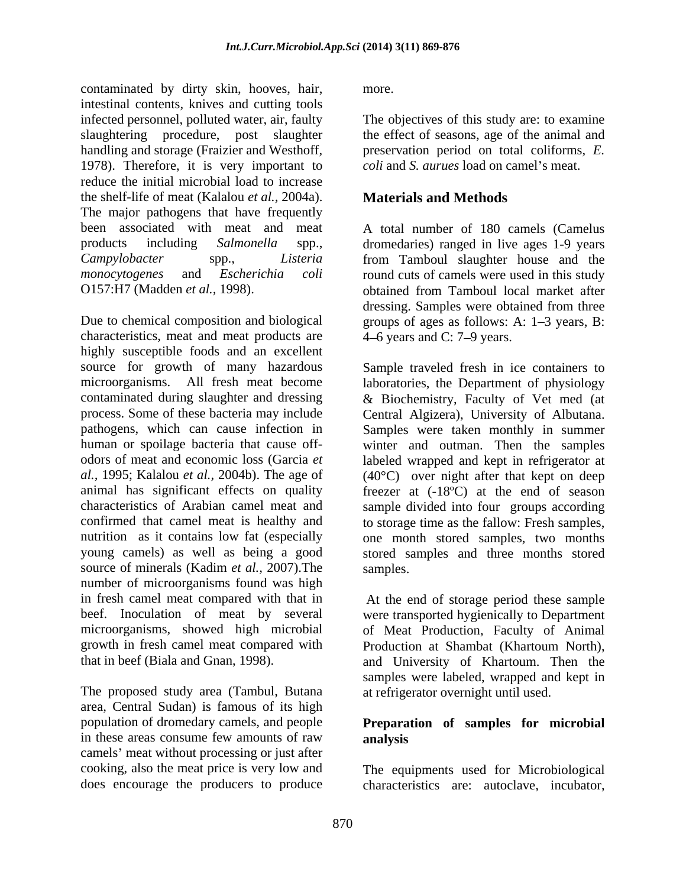contaminated by dirty skin, hooves, hair, intestinal contents, knives and cutting tools infected personnel, polluted water, air, faulty slaughtering procedure, post slaughter handling and storage (Fraizier and Westhoff, 1978). Therefore, it is very important to reduce the initial microbial load to increase the shelf-life of meat (Kalalou *et al.*, 2004a). The major pathogens that have frequently been associated with meat and meat products including *Salmonella* spp., *Campylobacter* spp., *Listeria monocytogenes* and *Escherichia coli* O157:H7 (Madden *et al.*, 1998).

Due to chemical composition and biological characteristics, meat and meat products are highly susceptible foods and an excellent source for growth of many hazardous microorganisms. All fresh meat become contaminated during slaughter and dressing process. Some of these bacteria may include pathogens, which can cause infection in human or spoilage bacteria that cause off-odors of meat and economic loss (Garcia *et al.*, 1995; Kalalou *et al.*, 2004b). The age of animal has significant effects on quality characteristics of Arabian camel meat and confirmed that camel meat is healthy and nutrition as it contains low fat (especially young camels) as well as being a good source of minerals (Kadim *et al.*, 2007).The number of microorganisms found was high in fresh camel meat compared with that in beef. Inoculation of meat by several microorganisms, showed high microbial growth in fresh camel meat compared with that in beef (Biala and Gnan, 1998).

The proposed study area (Tambul, Butana area, Central Sudan) is famous of its high population of dromedary camels, and people in these areas consume few amounts of raw camels' meat without processing or just after cooking, also the meat price is very low and does encourage the producers to produce more.

The objectives of this study are: to examine the effect of seasons, age of the animal and preservation period on total coliforms, *E. coli* and *S. aurues* load on camel's meat.

## Materials and Methods

A total number of 180 camels (Camelus dromedaries) ranged in live ages 1-9 years from Tamboul slaughter house and the round cuts of camels were used in this study obtained from Tamboul local market after dressing. Samples were obtained from three groups of ages as follows: A: 1–3 years, B: 4–6 years and C: 7–9 years.

Sample traveled fresh in ice containers to laboratories, the Department of physiology & Biochemistry, Faculty of Vet med (at Central Algizera), University of Albutana. Samples were taken monthly in summer winter and outman. Then the samples labeled wrapped and kept in refrigerator at (40°C) over night after that kept on deep freezer at (-18ºC) at the end of season sample divided into four groups according to storage time as the fallow: Fresh samples, one month stored samples, two months stored samples and three months stored samples.

At the end of storage period these sample were transported hygienically to Department of Meat Production, Faculty of Animal Production at Shambat (Khartoum North), and University of Khartoum. Then the samples were labeled, wrapped and kept in at refrigerator overnight until used.

### Preparation of samples for microbial analysis

The equipments used for Microbiological characteristics are: autoclave, incubator,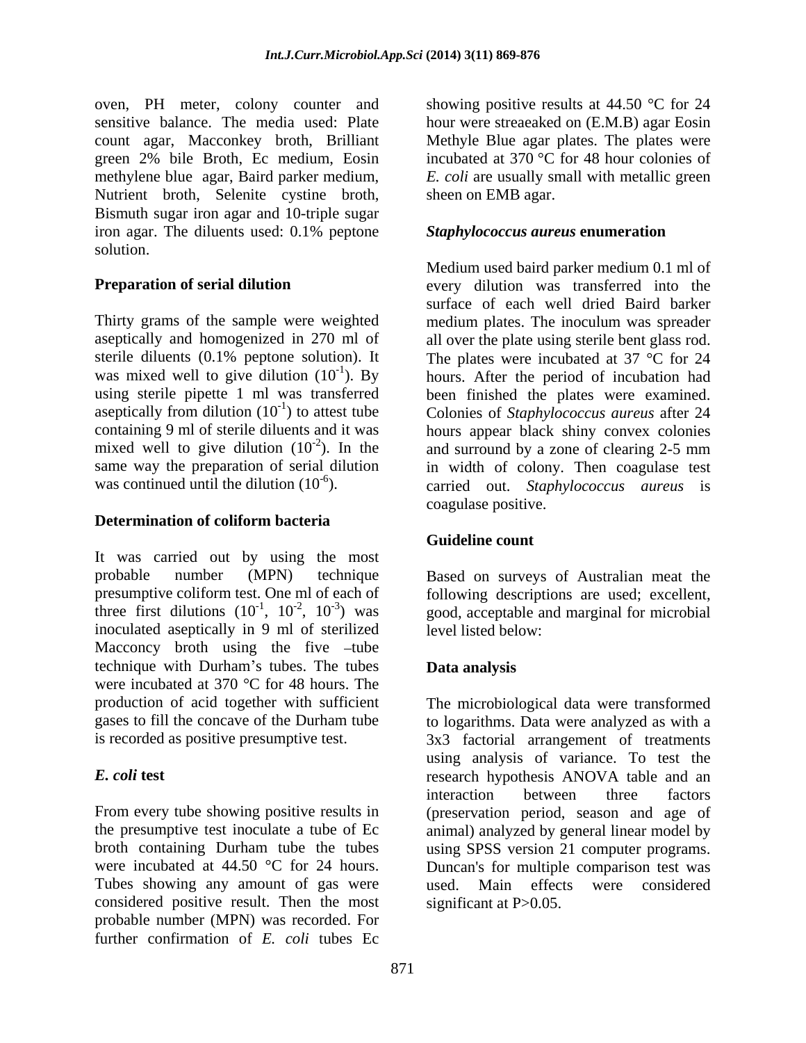oven, PH meter, colony counter and sensitive balance. The media used: Plate count agar, Macconkey broth, Brilliant green 2% bile Broth, Ec medium, Eosin methylene blue agar, Baird parker medium, Nutrient broth, Selenite cystine broth, Bismuth sugar iron agar and 10-triple sugar iron agar. The diluents used: 0.1% peptone solution.

**Preparation of serial dilution**

Thirty grams of the sample were weighted aseptically and homogenized in 270 ml of sterile diluents (0.1% peptone solution). It was mixed well to give dilution ($10^{-1}$). By using sterile pipette 1 ml was transferred aseptically from dilution ($10^{-1}$) to attest tube containing 9 ml of sterile diluents and it was mixed well to give dilution ($10^{-2}$). In the same way the preparation of serial dilution was continued until the dilution ($10^{-6}$).

**Determination of coliform bacteria**

It was carried out by using the most probable number (MPN) technique presumptive coliform test. One ml of each of three first dilutions ($10^{-1}$, $10^{-2}$, $10^{-3}$) was inoculated aseptically in 9 ml of sterilized Macconcy broth using the five –tube technique with Durham's tubes. The tubes were incubated at 370 °C for 48 hours. The production of acid together with sufficient gases to fill the concave of the Durham tube is recorded as positive presumptive test.

***E. coli* test**

From every tube showing positive results in the presumptive test inoculate a tube of Ec broth containing Durham tube the tubes were incubated at 44.50 °C for 24 hours. Tubes showing any amount of gas were considered positive result. Then the most probable number (MPN) was recorded. For further confirmation of *E. coli* tubes Ec showing positive results at 44.50 °C for 24 hour were streaeaked on (E.M.B) agar Eosin Methyle Blue agar plates. The plates were incubated at 370 °C for 48 hour colonies of *E. coli* are usually small with metallic green sheen on EMB agar.

***Staphylococcus aureus* enumeration**

Medium used baird parker medium 0.1 ml of every dilution was transferred into the surface of each well dried Baird barker medium plates. The inoculum was spreader all over the plate using sterile bent glass rod. The plates were incubated at 37 °C for 24 hours. After the period of incubation had been finished the plates were examined. Colonies of *Staphylococcus aureus* after 24 hours appear black shiny convex colonies and surround by a zone of clearing 2-5 mm in width of colony. Then coagulase test carried out. *Staphylococcus aureus* is coagulase positive.

**Guideline count**

Based on surveys of Australian meat the following descriptions are used; excellent, good, acceptable and marginal for microbial level listed below:

**Data analysis**

The microbiological data were transformed to logarithms. Data were analyzed as with a 3x3 factorial arrangement of treatments using analysis of variance. To test the research hypothesis ANOVA table and an interaction between three factors (preservation period, season and age of animal) analyzed by general linear model by using SPSS version 21 computer programs. Duncan's for multiple comparison test was used. Main effects were considered significant at P>0.05.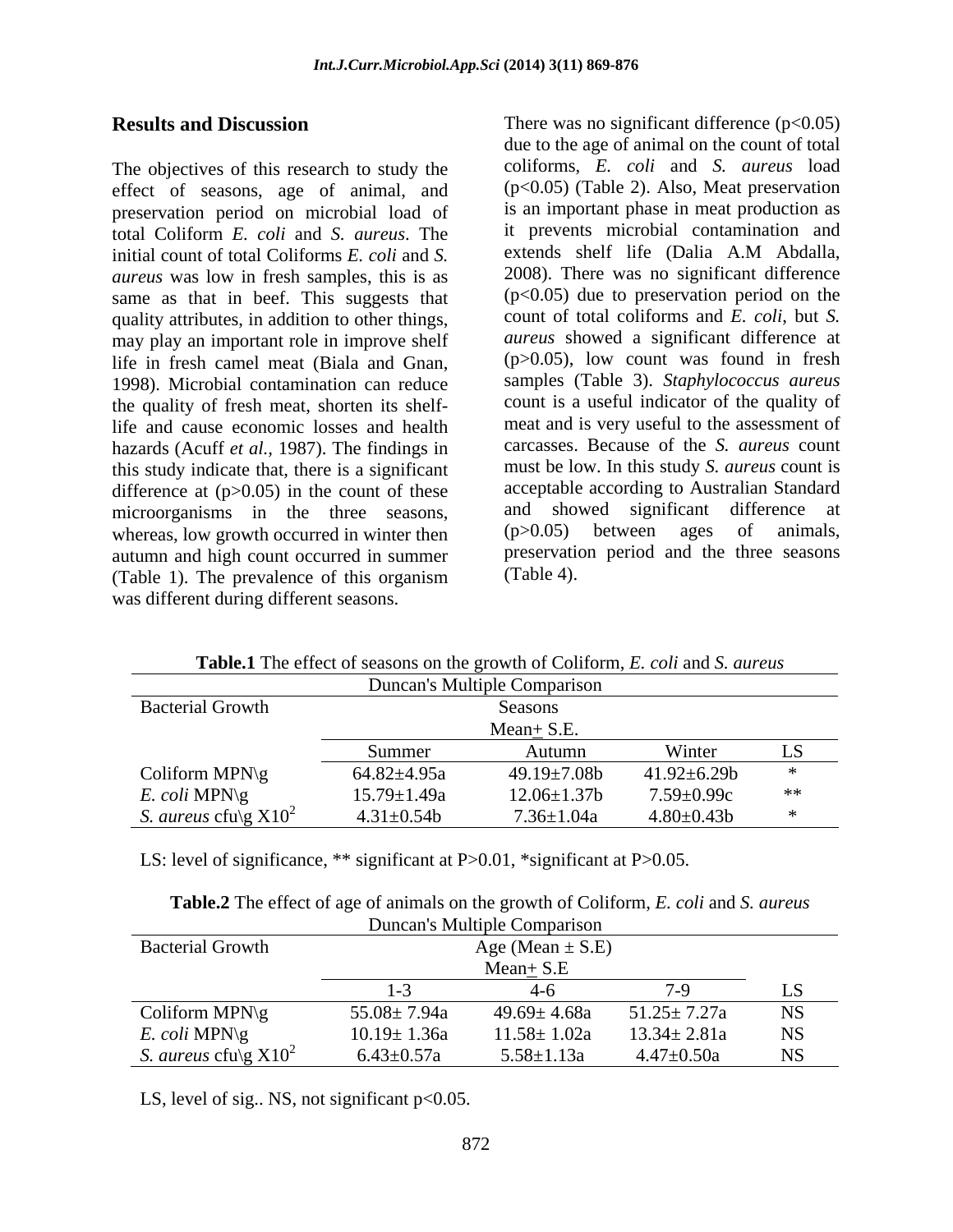## Results and Discussion

The objectives of this research to study the effect of seasons, age of animal, and preservation period on microbial load of total Coliform *E. coli* and *S. aureus*. The initial count of total Coliforms *E. coli* and *S. aureus* was low in fresh samples, this is as same as that in beef. This suggests that quality attributes, in addition to other things, may play an important role in improve shelf life in fresh camel meat (Biala and Gnan, 1998). Microbial contamination can reduce the quality of fresh meat, shorten its shelf-life and cause economic losses and health hazards (Acuff *et al.*, 1987). The findings in this study indicate that, there is a significant difference at ($p>0.05$) in the count of these microorganisms in the three seasons, whereas, low growth occurred in winter then autumn and high count occurred in summer (Table 1). The prevalence of this organism was different during different seasons.

There was no significant difference ($p<0.05$) due to the age of animal on the count of total coliforms, *E. coli* and *S. aureus* load ($p<0.05$) (Table 2). Also, Meat preservation is an important phase in meat production as it prevents microbial contamination and extends shelf life (Dalia A.M Abdalla, 2008). There was no significant difference ($p<0.05$) due to preservation period on the count of total coliforms and *E. coli*, but *S. aureus* showed a significant difference at ($p>0.05$), low count was found in fresh samples (Table 3). *Staphylococcus aureus* count is a useful indicator of the quality of meat and is very useful to the assessment of carcasses. Because of the *S. aureus* count must be low. In this study *S. aureus* count is acceptable according to Australian Standard and showed significant difference at ($p>0.05$) between ages of animals, preservation period and the three seasons (Table 4).

**Table.1** The effect of seasons on the growth of Coliform, *E. coli* and *S. aureus*

| Duncan's Multiple Comparison | | | | |
|---|---|---|---|---|
| Bacterial Growth | Seasons Mean± S.E. | | | |
| | Summer | Autumn | Winter | LS |
| Coliform MPN\g | 64.82±4.95a | 49.19±7.08b | 41.92±6.29b | * |
| *E. coli* MPN\g | 15.79±1.49a | 12.06±1.37b | 7.59±0.99c | ** |
| *S. aureus* cfu\g $X10^2$ | 4.31±0.54b | 7.36±1.04a | 4.80±0.43b | * |

LS: level of significance, ** significant at P>0.01, *significant at P>0.05.

**Table.2** The effect of age of animals on the growth of Coliform, *E. coli* and *S. aureus*

| Duncan's Multiple Comparison | | | | |
|---|---|---|---|---|
| Bacterial Growth | Age (Mean ± S.E) Mean± S.E | | | |
| | 1-3 | 4-6 | 7-9 | LS |
| Coliform MPN\g | 55.08± 7.94a | 49.69± 4.68a | 51.25± 7.27a | NS |
| *E. coli* MPN\g | 10.19± 1.36a | 11.58± 1.02a | 13.34± 2.81a | NS |
| *S. aureus* cfu\g $X10^2$ | 6.43±0.57a | 5.58±1.13a | 4.47±0.50a | NS |

LS, level of sig.. NS, not significant p<0.05.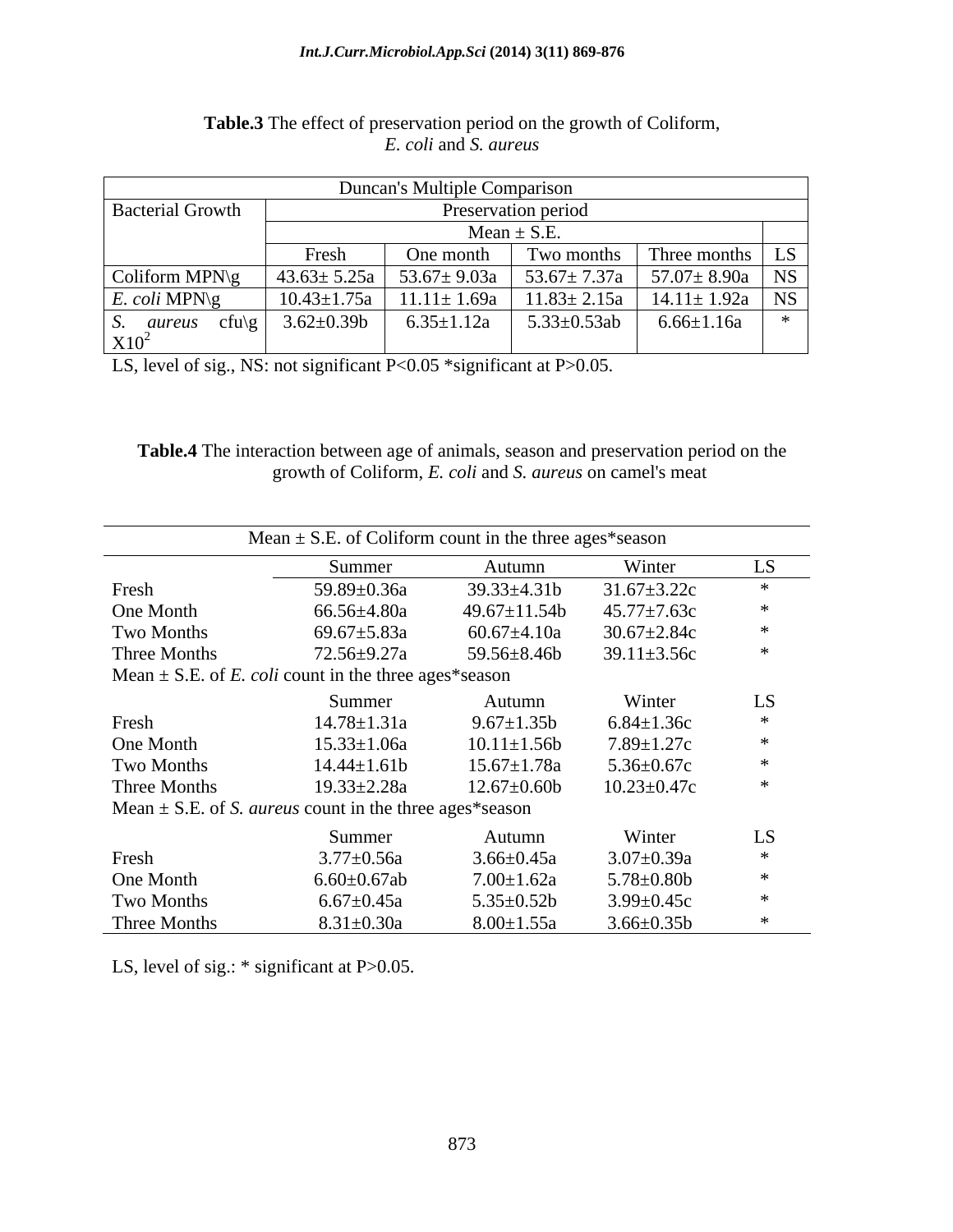**Table.3** The effect of preservation period on the growth of Coliform, *E. coli* and *S. aureus*

| Duncan's Multiple Comparison | | | | | |
|---|---|---|---|---|---|
| Bacterial Growth | Preservation period | | | | |
| | Mean ± S.E. | | | | |
| | Fresh | One month | Two months | Three months | LS |
| Coliform MPN\g | 43.63± 5.25a | 53.67± 9.03a | 53.67± 7.37a | 57.07± 8.90a | NS |
| *E. coli* MPN\g | 10.43±1.75a | 11.11± 1.69a | 11.83± 2.15a | 14.11± 1.92a | NS |
| *S. aureus* cfu\g $X10^2$ | 3.62±0.39b | 6.35±1.12a | 5.33±0.53ab | 6.66±1.16a | * |

LS, level of sig., NS: not significant P<0.05 *significant at P>0.05.

**Table.4** The interaction between age of animals, season and preservation period on the growth of Coliform, *E. coli* and *S. aureus* on camel's meat

| Mean ± S.E. of Coliform count in the three ages*season | | | | |
|---|---|---|---|---|
| | Summer | Autumn | Winter | LS |
| Fresh | 59.89±0.36a | 39.33±4.31b | 31.67±3.22c | * |
| One Month | 66.56±4.80a | 49.67±11.54b | 45.77±7.63c | * |
| Two Months | 69.67±5.83a | 60.67±4.10a | 30.67±2.84c | * |
| Three Months | 72.56±9.27a | 59.56±8.46b | 39.11±3.56c | * |
| Mean ± S.E. of *E. coli* count in the three ages*season | | | | |
| | Summer | Autumn | Winter | LS |
| Fresh | 14.78±1.31a | 9.67±1.35b | 6.84±1.36c | * |
| One Month | 15.33±1.06a | 10.11±1.56b | 7.89±1.27c | * |
| Two Months | 14.44±1.61b | 15.67±1.78a | 5.36±0.67c | * |
| Three Months | 19.33±2.28a | 12.67±0.60b | 10.23±0.47c | * |
| Mean ± S.E. of *S. aureus* count in the three ages*season | | | | |
| | Summer | Autumn | Winter | LS |
| Fresh | 3.77±0.56a | 3.66±0.45a | 3.07±0.39a | * |
| One Month | 6.60±0.67ab | 7.00±1.62a | 5.78±0.80b | * |
| Two Months | 6.67±0.45a | 5.35±0.52b | 3.99±0.45c | * |
| Three Months | 8.31±0.30a | 8.00±1.55a | 3.66±0.35b | * |

LS, level of sig.: * significant at P>0.05.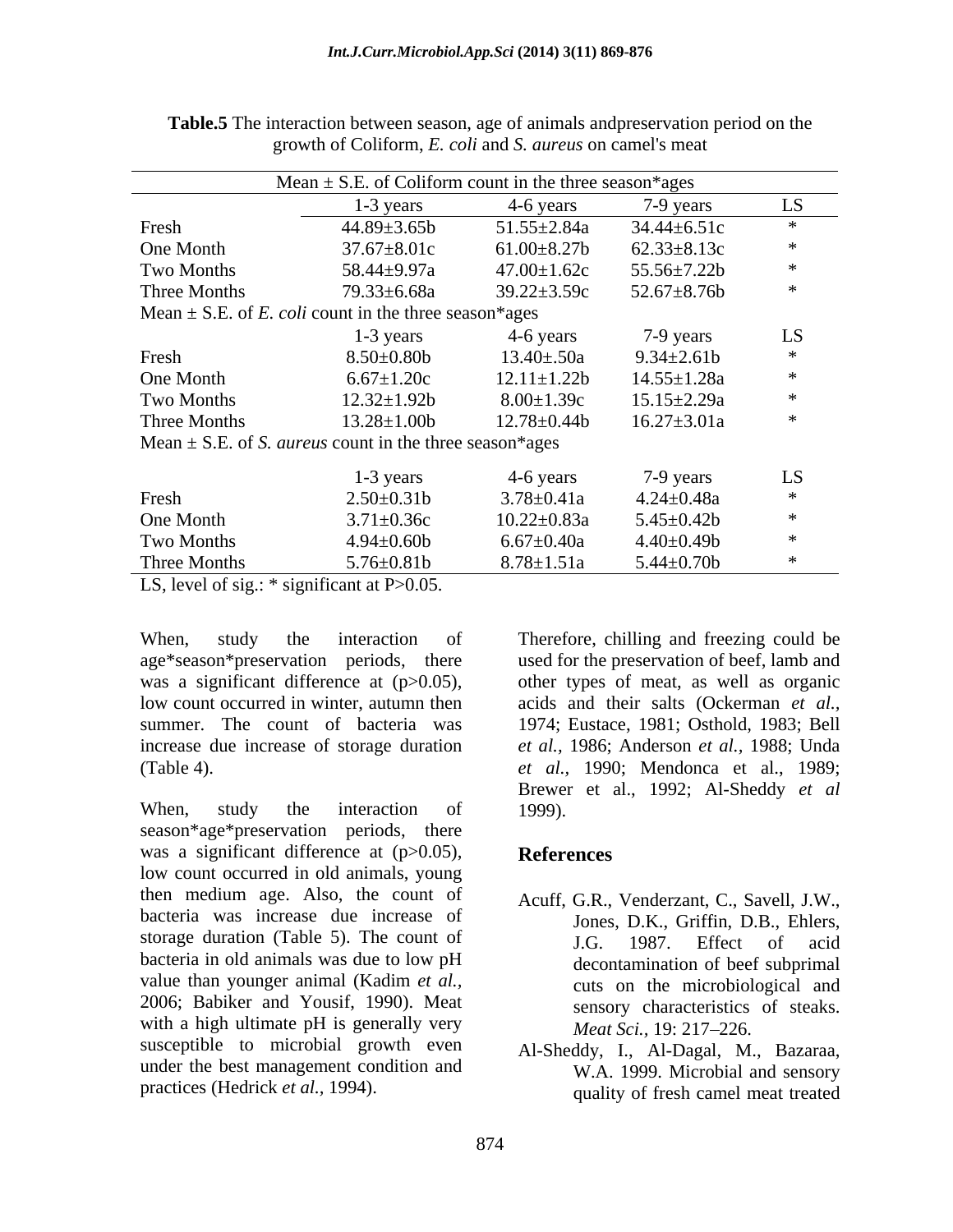**Table.5** The interaction between season, age of animals andpreservation period on the growth of Coliform, *E. coli* and *S. aureus* on camel's meat

| Mean ± S.E. of Coliform count in the three season*ages | | | | |
|---|---|---|---|---|
| | 1-3 years | 4-6 years | 7-9 years | LS |
| Fresh | 44.89±3.65b | 51.55±2.84a | 34.44±6.51c | * |
| One Month | 37.67±8.01c | 61.00±8.27b | 62.33±8.13c | * |
| Two Months | 58.44±9.97a | 47.00±1.62c | 55.56±7.22b | * |
| Three Months | 79.33±6.68a | 39.22±3.59c | 52.67±8.76b | * |
| Mean ± S.E. of *E. coli* count in the three season*ages | | | | |
| | 1-3 years | 4-6 years | 7-9 years | LS |
| Fresh | 8.50±0.80b | 13.40±.50a | 9.34±2.61b | * |
| One Month | 6.67±1.20c | 12.11±1.22b | 14.55±1.28a | * |
| Two Months | 12.32±1.92b | 8.00±1.39c | 15.15±2.29a | * |
| Three Months | 13.28±1.00b | 12.78±0.44b | 16.27±3.01a | * |
| Mean ± S.E. of *S. aureus* count in the three season*ages | | | | |
| | 1-3 years | 4-6 years | 7-9 years | LS |
| Fresh | 2.50±0.31b | 3.78±0.41a | 4.24±0.48a | * |
| One Month | 3.71±0.36c | 10.22±0.83a | 5.45±0.42b | * |
| Two Months | 4.94±0.60b | 6.67±0.40a | 4.40±0.49b | * |
| Three Months | 5.76±0.81b | 8.78±1.51a | 5.44±0.70b | * |

LS, level of sig.: * significant at P>0.05.

When, study the interaction of age*season*preservation periods, there was a significant difference at (p>0.05), low count occurred in winter, autumn then summer. The count of bacteria was increase due increase of storage duration (Table 4).

When, study the interaction of season*age*preservation periods, there was a significant difference at (p>0.05), low count occurred in old animals, young then medium age. Also, the count of bacteria was increase due increase of storage duration (Table 5). The count of bacteria in old animals was due to low pH value than younger animal (Kadim *et al.,* 2006; Babiker and Yousif, 1990). Meat with a high ultimate pH is generally very susceptible to microbial growth even under the best management condition and practices (Hedrick *et al.,* 1994).

Therefore, chilling and freezing could be used for the preservation of beef, lamb and other types of meat, as well as organic acids and their salts (Ockerman *et al.,* 1974; Eustace, 1981; Osthold, 1983; Bell *et al.,* 1986; Anderson *et al.,* 1988; Unda *et al.,* 1990; Mendonca et al., 1989; Brewer et al., 1992; Al-Sheddy *et al* 1999).

## References

Acuff, G.R., Venderzant, C., Savell, J.W., Jones, D.K., Griffin, D.B., Ehlers, J.G. 1987. Effect of acid decontamination of beef subprimal cuts on the microbiological and sensory characteristics of steaks. *Meat Sci.,* 19: 217–226.

Al-Sheddy, I., Al-Dagal, M., Bazaraa, W.A. 1999. Microbial and sensory quality of fresh camel meat treated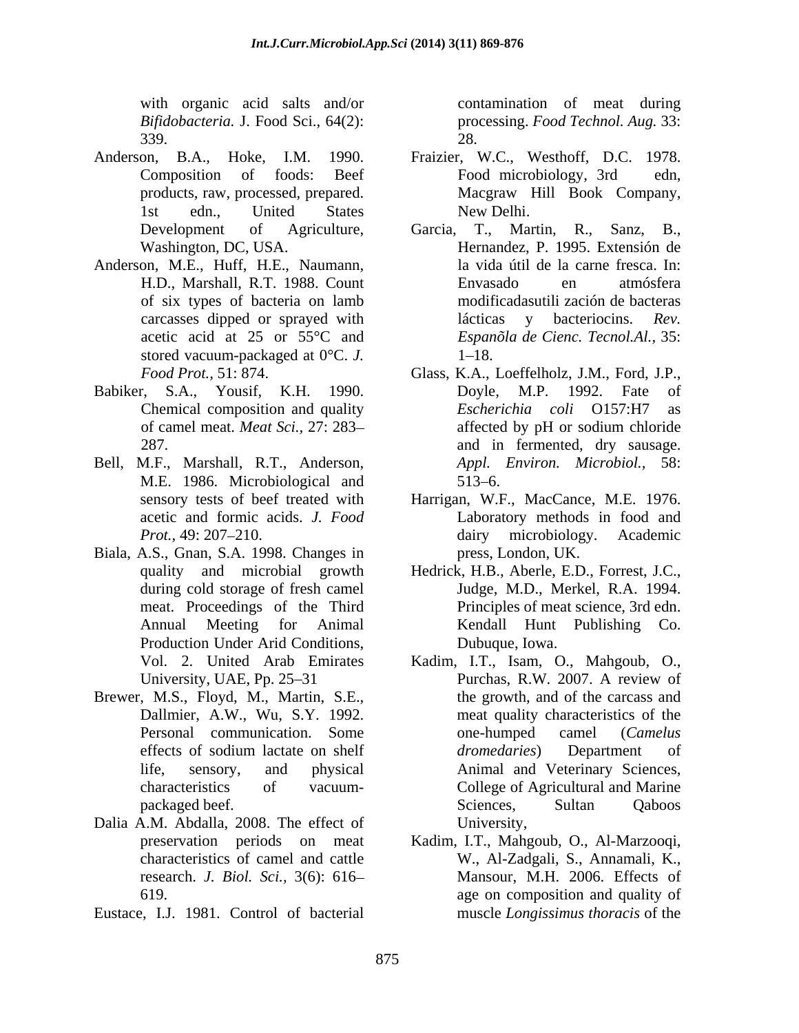with organic acid salts and/or *Bifidobacteria.* J. Food Sci., 64(2): 339.

Anderson, B.A., Hoke, I.M. 1990. Composition of foods: Beef products, raw, processed, prepared. 1st edn., United States Development of Agriculture, Washington, DC, USA.

Anderson, M.E., Huff, H.E., Naumann, H.D., Marshall, R.T. 1988. Count of six types of bacteria on lamb carcasses dipped or sprayed with acetic acid at 25 or 55°C and stored vacuum-packaged at 0°C. *J. Food Prot.,* 51: 874.

Babiker, S.A., Yousif, K.H. 1990. Chemical composition and quality of camel meat. *Meat Sci.,* 27: 283–287.

Bell, M.F., Marshall, R.T., Anderson, M.E. 1986. Microbiological and sensory tests of beef treated with acetic and formic acids. *J. Food Prot.,* 49: 207–210.

Biala, A.S., Gnan, S.A. 1998. Changes in quality and microbial growth during cold storage of fresh camel meat. Proceedings of the Third Annual Meeting for Animal Production Under Arid Conditions, Vol. 2. United Arab Emirates University, UAE, Pp. 25–31

Brewer, M.S., Floyd, M., Martin, S.E., Dallmier, A.W., Wu, S.Y. 1992. Personal communication. Some effects of sodium lactate on shelf life, sensory, and physical characteristics of vacuum-packaged beef.

Dalia A.M. Abdalla, 2008. The effect of preservation periods on meat characteristics of camel and cattle research. *J. Biol. Sci.,* 3(6): 616–619.

Eustace, I.J. 1981. Control of bacterial contamination of meat during processing. *Food Technol. Aug.* 33: 28.

Fraizier, W.C., Westhoff, D.C. 1978. Food microbiology, 3rd edn, Macgraw Hill Book Company, New Delhi.

Garcia, T., Martin, R., Sanz, B., Hernandez, P. 1995. Extensión de la vida útil de la carne fresca. In: Envasado en atmósfera modificadasutili zación de bacteras lácticas y bacteriocins. *Rev. Espanõla de Cienc. Tecnol.Al.,* 35: 1–18.

Glass, K.A., Loeffelholz, J.M., Ford, J.P., Doyle, M.P. 1992. Fate of *Escherichia coli* O157:H7 as affected by pH or sodium chloride and in fermented, dry sausage. *Appl. Environ. Microbiol.,* 58: 513–6.

Harrigan, W.F., MacCance, M.E. 1976. Laboratory methods in food and dairy microbiology. Academic press, London, UK.

Hedrick, H.B., Aberle, E.D., Forrest, J.C., Judge, M.D., Merkel, R.A. 1994. Principles of meat science, 3rd edn. Kendall Hunt Publishing Co. Dubuque, Iowa.

Kadim, I.T., Isam, O., Mahgoub, O., Purchas, R.W. 2007. A review of the growth, and of the carcass and meat quality characteristics of the one-humped camel (*Camelus dromedaries*) Department of Animal and Veterinary Sciences, College of Agricultural and Marine Sciences, Sultan Qaboos University,

Kadim, I.T., Mahgoub, O., Al-Marzooqi, W., Al-Zadgali, S., Annamali, K., Mansour, M.H. 2006. Effects of age on composition and quality of muscle *Longissimus thoracis* of the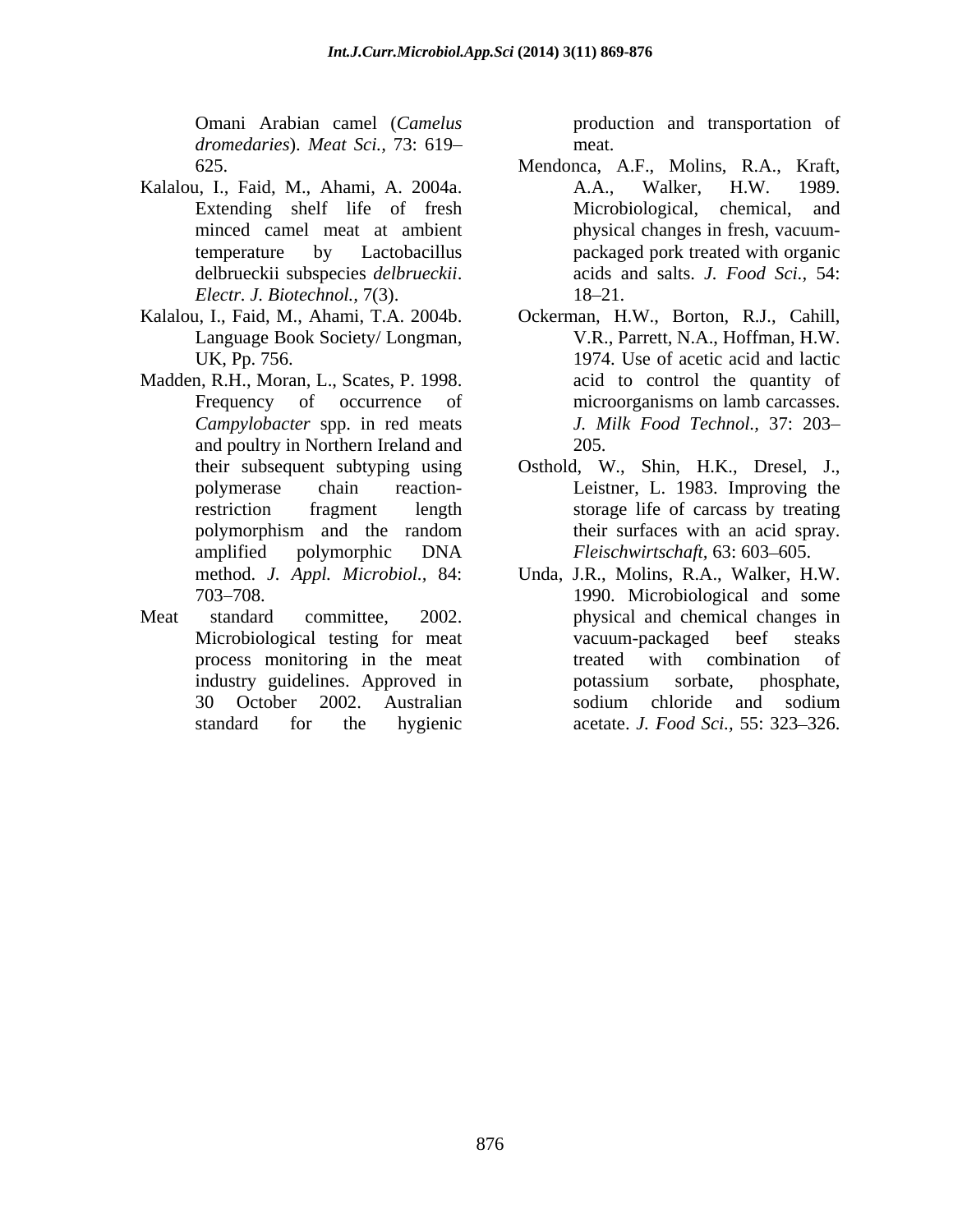Omani Arabian camel (*Camelus dromedaries*). *Meat Sci.,* 73: 619–625.

Kalalou, I., Faid, M., Ahami, A. 2004a. Extending shelf life of fresh minced camel meat at ambient temperature by Lactobacillus delbrueckii subspecies *delbrueckii*. *Electr. J. Biotechnol.,* 7(3).

Kalalou, I., Faid, M., Ahami, T.A. 2004b. Language Book Society/ Longman, UK, Pp. 756.

Madden, R.H., Moran, L., Scates, P. 1998. Frequency of occurrence of *Campylobacter* spp. in red meats and poultry in Northern Ireland and their subsequent subtyping using polymerase chain reaction-restriction fragment length polymorphism and the random amplified polymorphic DNA method. *J. Appl. Microbiol.,* 84: 703–708.

Meat standard committee, 2002. Microbiological testing for meat process monitoring in the meat industry guidelines. Approved in 30 October 2002. Australian standard for the hygienic production and transportation of meat.

Mendonca, A.F., Molins, R.A., Kraft, A.A., Walker, H.W. 1989. Microbiological, chemical, and physical changes in fresh, vacuum-packaged pork treated with organic acids and salts. *J. Food Sci.,* 54: 18–21.

Ockerman, H.W., Borton, R.J., Cahill, V.R., Parrett, N.A., Hoffman, H.W. 1974. Use of acetic acid and lactic acid to control the quantity of microorganisms on lamb carcasses. *J. Milk Food Technol.,* 37: 203–205.

Osthold, W., Shin, H.K., Dresel, J., Leistner, L. 1983. Improving the storage life of carcass by treating their surfaces with an acid spray. *Fleischwirtschaft,* 63: 603–605.

Unda, J.R., Molins, R.A., Walker, H.W. 1990. Microbiological and some physical and chemical changes in vacuum-packaged beef steaks treated with combination of potassium sorbate, phosphate, sodium chloride and sodium acetate. *J. Food Sci.,* 55: 323–326.